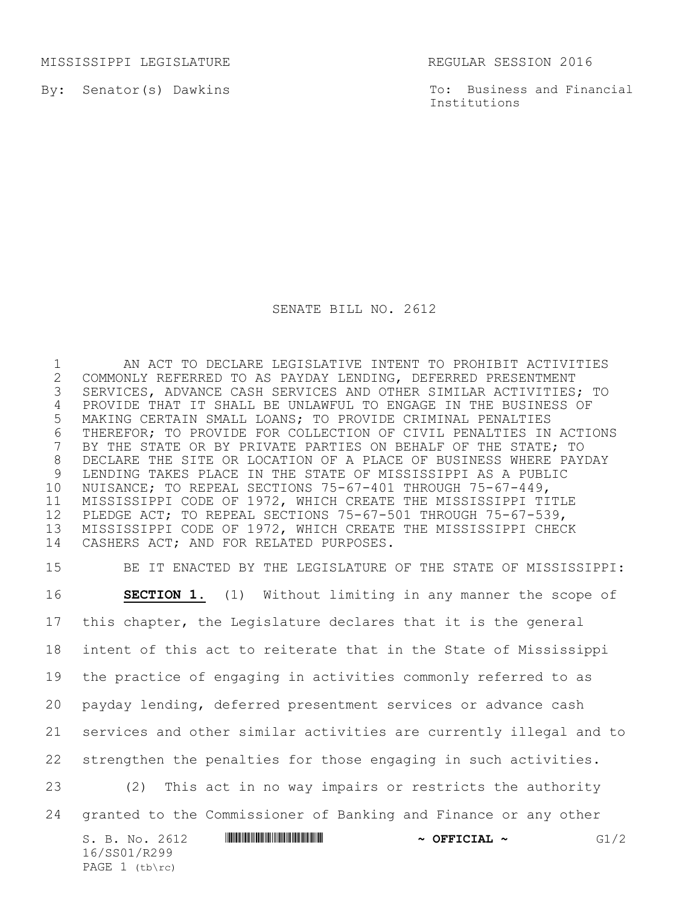MISSISSIPPI LEGISLATURE REGULAR SESSION 2016

By: Senator(s) Dawkins

To: Business and Financial Institutions

# SENATE BILL NO. 2612

AN ACT TO DECLARE LEGISLATIVE INTENT TO PROHIBIT ACTIVITIES COMMONLY REFERRED TO AS PAYDAY LENDING, DEFERRED PRESENTMENT SERVICES, ADVANCE CASH SERVICES AND OTHER SIMILAR ACTIVITIES; TO PROVIDE THAT IT SHALL BE UNLAWFUL TO ENGAGE IN THE BUSINESS OF MAKING CERTAIN SMALL LOANS; TO PROVIDE CRIMINAL PENALTIES THEREFOR; TO PROVIDE FOR COLLECTION OF CIVIL PENALTIES IN ACTIONS BY THE STATE OR BY PRIVATE PARTIES ON BEHALF OF THE STATE; TO DECLARE THE SITE OR LOCATION OF A PLACE OF BUSINESS WHERE PAYDAY LENDING TAKES PLACE IN THE STATE OF MISSISSIPPI AS A PUBLIC NUISANCE; TO REPEAL SECTIONS 75-67-401 THROUGH 75-67-449, MISSISSIPPI CODE OF 1972, WHICH CREATE THE MISSISSIPPI TITLE PLEDGE ACT; TO REPEAL SECTIONS 75-67-501 THROUGH 75-67-539, MISSISSIPPI CODE OF 1972, WHICH CREATE THE MISSISSIPPI CHECK CASHERS ACT; AND FOR RELATED PURPOSES.

BE IT ENACTED BY THE LEGISLATURE OF THE STATE OF MISSISSIPPI:

**SECTION 1.** (1) Without limiting in any manner the scope of this chapter, the Legislature declares that it is the general intent of this act to reiterate that in the State of Mississippi the practice of engaging in activities commonly referred to as payday lending, deferred presentment services or advance cash services and other similar activities are currently illegal and to strengthen the penalties for those engaging in such activities.

(2) This act in no way impairs or restricts the authority granted to the Commissioner of Banking and Finance or any other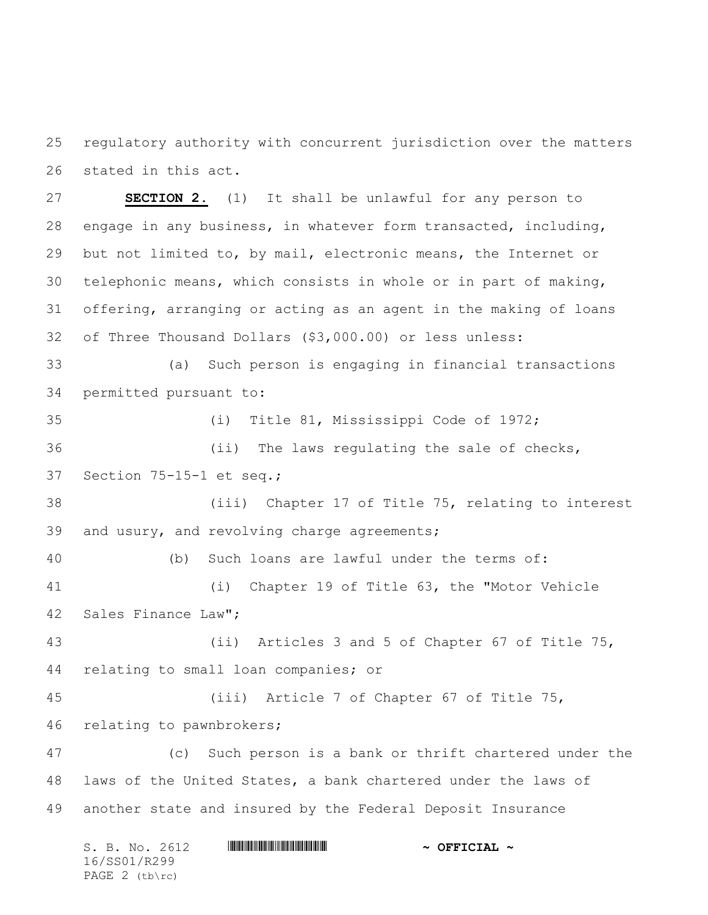regulatory authority with concurrent jurisdiction over the matters stated in this act.

**SECTION 2.** (1) It shall be unlawful for any person to engage in any business, in whatever form transacted, including, but not limited to, by mail, electronic means, the Internet or telephonic means, which consists in whole or in part of making, offering, arranging or acting as an agent in the making of loans of Three Thousand Dollars ($3,000.00) or less unless:

(a) Such person is engaging in financial transactions permitted pursuant to:

(i) Title 81, Mississippi Code of 1972;

(ii) The laws regulating the sale of checks, Section 75-15-1 et seq.;

(iii) Chapter 17 of Title 75, relating to interest and usury, and revolving charge agreements;

(b) Such loans are lawful under the terms of:

(i) Chapter 19 of Title 63, the "Motor Vehicle Sales Finance Law";

(ii) Articles 3 and 5 of Chapter 67 of Title 75, relating to small loan companies; or

(iii) Article 7 of Chapter 67 of Title 75, relating to pawnbrokers;

(c) Such person is a bank or thrift chartered under the laws of the United States, a bank chartered under the laws of another state and insured by the Federal Deposit Insurance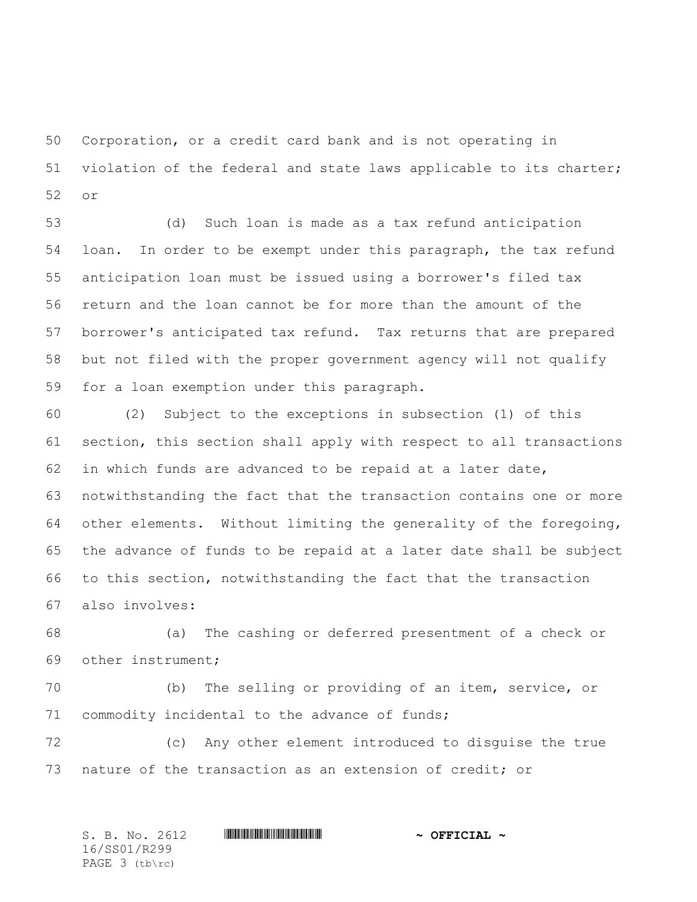Corporation, or a credit card bank and is not operating in violation of the federal and state laws applicable to its charter; or

(d) Such loan is made as a tax refund anticipation loan. In order to be exempt under this paragraph, the tax refund anticipation loan must be issued using a borrower's filed tax return and the loan cannot be for more than the amount of the borrower's anticipated tax refund. Tax returns that are prepared but not filed with the proper government agency will not qualify for a loan exemption under this paragraph.

(2) Subject to the exceptions in subsection (1) of this section, this section shall apply with respect to all transactions in which funds are advanced to be repaid at a later date, notwithstanding the fact that the transaction contains one or more other elements. Without limiting the generality of the foregoing, the advance of funds to be repaid at a later date shall be subject to this section, notwithstanding the fact that the transaction also involves:

(a) The cashing or deferred presentment of a check or other instrument;

(b) The selling or providing of an item, service, or commodity incidental to the advance of funds;

(c) Any other element introduced to disguise the true nature of the transaction as an extension of credit; or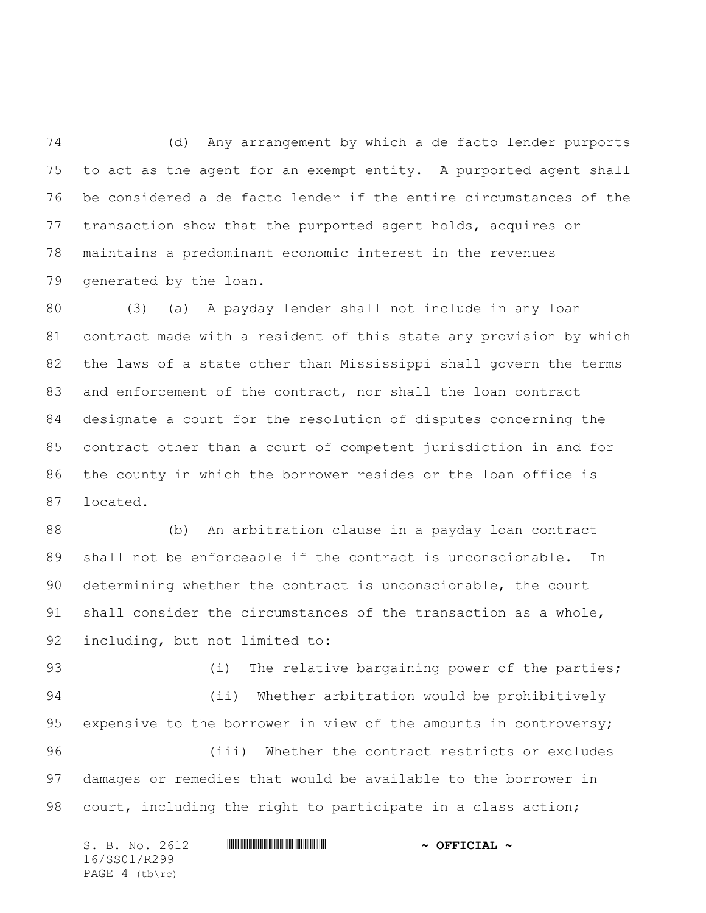(d) Any arrangement by which a de facto lender purports to act as the agent for an exempt entity. A purported agent shall be considered a de facto lender if the entire circumstances of the transaction show that the purported agent holds, acquires or maintains a predominant economic interest in the revenues generated by the loan.

(3) (a) A payday lender shall not include in any loan contract made with a resident of this state any provision by which the laws of a state other than Mississippi shall govern the terms and enforcement of the contract, nor shall the loan contract designate a court for the resolution of disputes concerning the contract other than a court of competent jurisdiction in and for the county in which the borrower resides or the loan office is located.

(b) An arbitration clause in a payday loan contract shall not be enforceable if the contract is unconscionable. In determining whether the contract is unconscionable, the court shall consider the circumstances of the transaction as a whole, including, but not limited to:

(i) The relative bargaining power of the parties;

(ii) Whether arbitration would be prohibitively expensive to the borrower in view of the amounts in controversy;

(iii) Whether the contract restricts or excludes damages or remedies that would be available to the borrower in court, including the right to participate in a class action;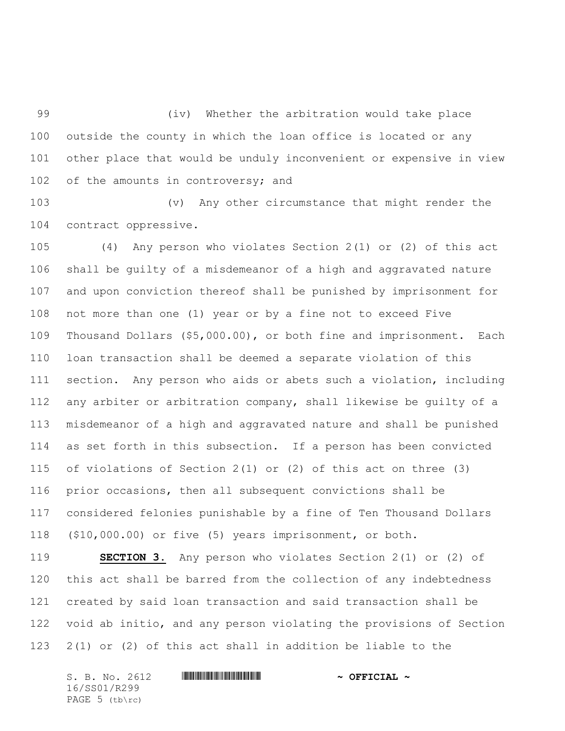(iv) Whether the arbitration would take place outside the county in which the loan office is located or any other place that would be unduly inconvenient or expensive in view of the amounts in controversy; and

(v) Any other circumstance that might render the contract oppressive.

(4) Any person who violates Section 2(1) or (2) of this act shall be guilty of a misdemeanor of a high and aggravated nature and upon conviction thereof shall be punished by imprisonment for not more than one (1) year or by a fine not to exceed Five Thousand Dollars ($5,000.00), or both fine and imprisonment. Each loan transaction shall be deemed a separate violation of this section. Any person who aids or abets such a violation, including any arbiter or arbitration company, shall likewise be guilty of a misdemeanor of a high and aggravated nature and shall be punished as set forth in this subsection. If a person has been convicted of violations of Section 2(1) or (2) of this act on three (3) prior occasions, then all subsequent convictions shall be considered felonies punishable by a fine of Ten Thousand Dollars ($10,000.00) or five (5) years imprisonment, or both.

**SECTION 3.** Any person who violates Section 2(1) or (2) of this act shall be barred from the collection of any indebtedness created by said loan transaction and said transaction shall be void ab initio, and any person violating the provisions of Section 2(1) or (2) of this act shall in addition be liable to the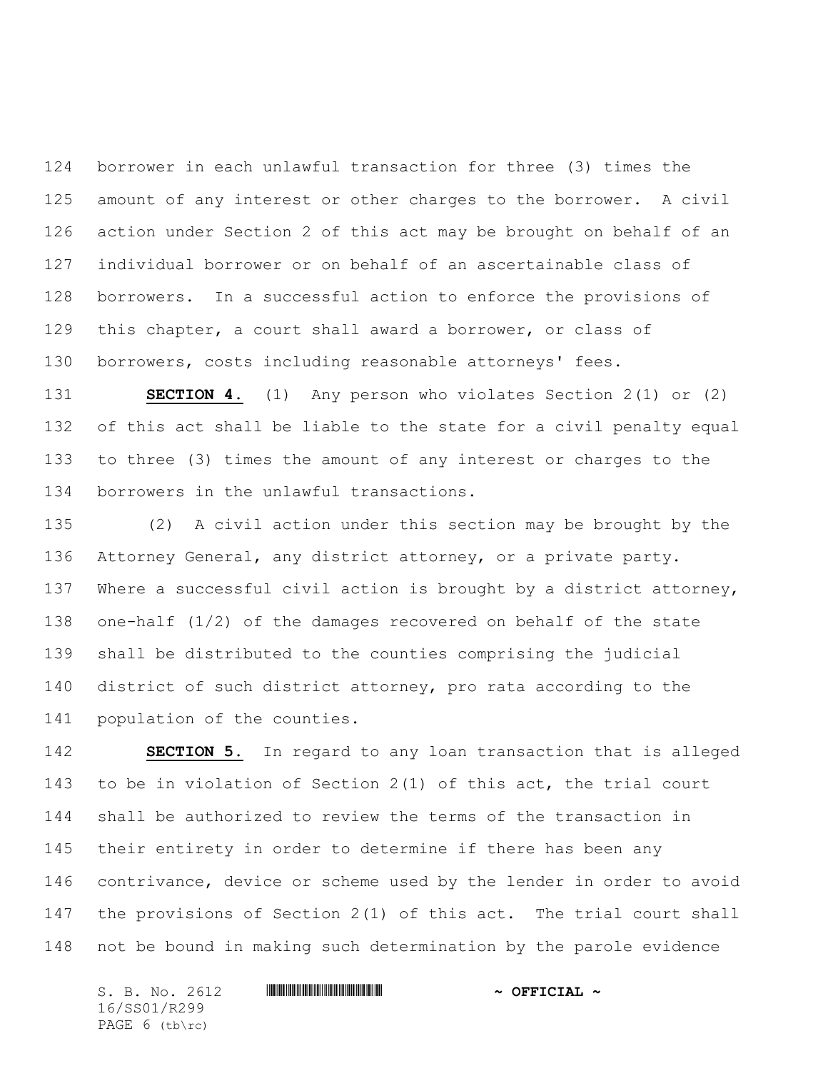borrower in each unlawful transaction for three (3) times the amount of any interest or other charges to the borrower. A civil action under Section 2 of this act may be brought on behalf of an individual borrower or on behalf of an ascertainable class of borrowers. In a successful action to enforce the provisions of this chapter, a court shall award a borrower, or class of borrowers, costs including reasonable attorneys' fees.

**SECTION 4.** (1) Any person who violates Section 2(1) or (2) of this act shall be liable to the state for a civil penalty equal to three (3) times the amount of any interest or charges to the borrowers in the unlawful transactions.

(2) A civil action under this section may be brought by the Attorney General, any district attorney, or a private party. Where a successful civil action is brought by a district attorney, one-half (1/2) of the damages recovered on behalf of the state shall be distributed to the counties comprising the judicial district of such district attorney, pro rata according to the population of the counties.

**SECTION 5.** In regard to any loan transaction that is alleged to be in violation of Section 2(1) of this act, the trial court shall be authorized to review the terms of the transaction in their entirety in order to determine if there has been any contrivance, device or scheme used by the lender in order to avoid the provisions of Section 2(1) of this act. The trial court shall not be bound in making such determination by the parole evidence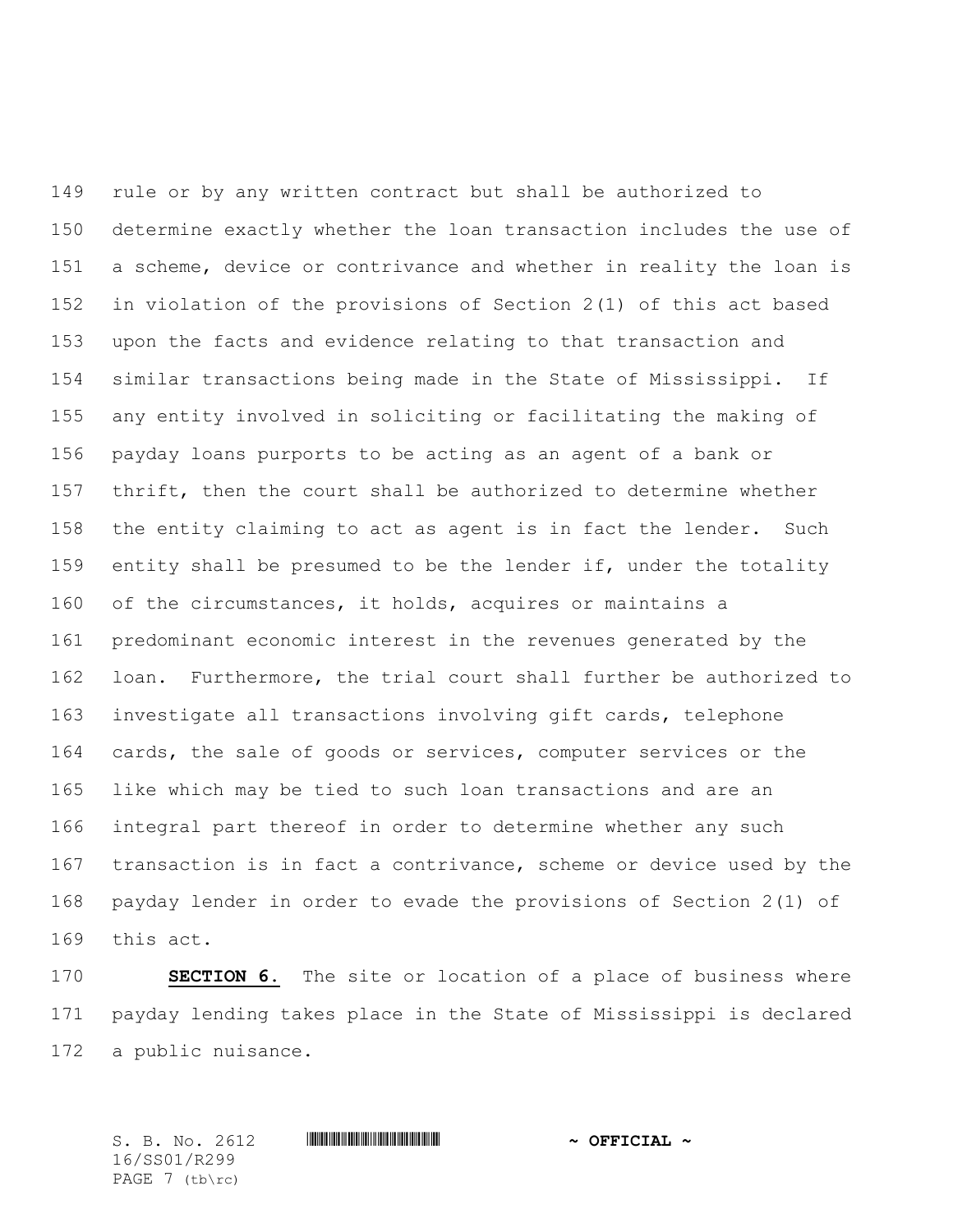rule or by any written contract but shall be authorized to determine exactly whether the loan transaction includes the use of a scheme, device or contrivance and whether in reality the loan is in violation of the provisions of Section 2(1) of this act based upon the facts and evidence relating to that transaction and similar transactions being made in the State of Mississippi. If any entity involved in soliciting or facilitating the making of payday loans purports to be acting as an agent of a bank or thrift, then the court shall be authorized to determine whether the entity claiming to act as agent is in fact the lender. Such entity shall be presumed to be the lender if, under the totality of the circumstances, it holds, acquires or maintains a predominant economic interest in the revenues generated by the loan. Furthermore, the trial court shall further be authorized to investigate all transactions involving gift cards, telephone cards, the sale of goods or services, computer services or the like which may be tied to such loan transactions and are an integral part thereof in order to determine whether any such transaction is in fact a contrivance, scheme or device used by the payday lender in order to evade the provisions of Section 2(1) of this act.

**SECTION 6.** The site or location of a place of business where payday lending takes place in the State of Mississippi is declared a public nuisance.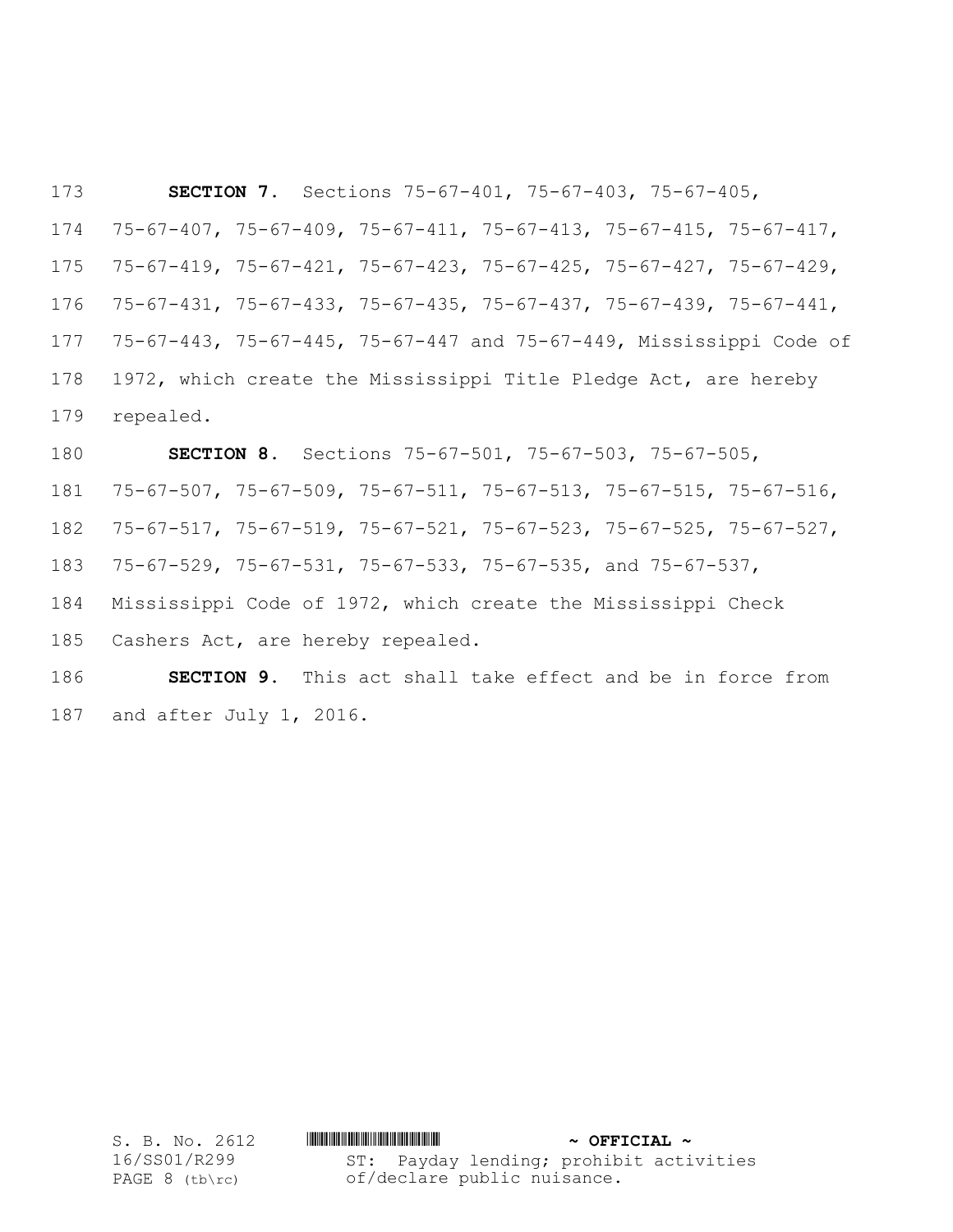**SECTION 7.** Sections 75-67-401, 75-67-403, 75-67-405, 75-67-407, 75-67-409, 75-67-411, 75-67-413, 75-67-415, 75-67-417, 75-67-419, 75-67-421, 75-67-423, 75-67-425, 75-67-427, 75-67-429, 75-67-431, 75-67-433, 75-67-435, 75-67-437, 75-67-439, 75-67-441, 75-67-443, 75-67-445, 75-67-447 and 75-67-449, Mississippi Code of 1972, which create the Mississippi Title Pledge Act, are hereby repealed.

**SECTION 8.** Sections 75-67-501, 75-67-503, 75-67-505, 75-67-507, 75-67-509, 75-67-511, 75-67-513, 75-67-515, 75-67-516, 75-67-517, 75-67-519, 75-67-521, 75-67-523, 75-67-525, 75-67-527, 75-67-529, 75-67-531, 75-67-533, 75-67-535, and 75-67-537, Mississippi Code of 1972, which create the Mississippi Check Cashers Act, are hereby repealed.

**SECTION 9.** This act shall take effect and be in force from and after July 1, 2016.